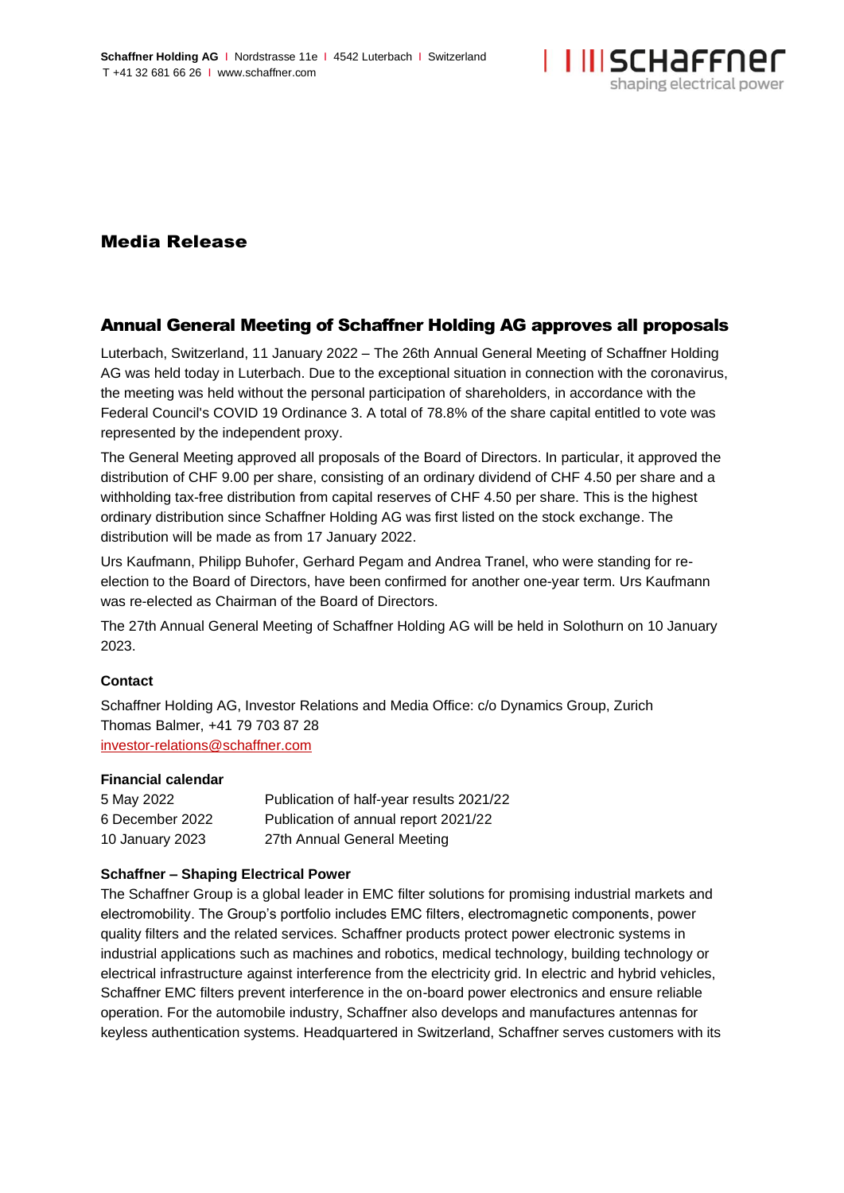Schaffner Holding AG | Nordstrasse 11e | 4542 Luterbach | Switzerland
T +41 32 681 66 26 | www.schaffner.com

# Media Release

## Annual General Meeting of Schaffner Holding AG approves all proposals

Luterbach, Switzerland, 11 January 2022 – The 26th Annual General Meeting of Schaffner Holding AG was held today in Luterbach. Due to the exceptional situation in connection with the coronavirus, the meeting was held without the personal participation of shareholders, in accordance with the Federal Council's COVID 19 Ordinance 3. A total of 78.8% of the share capital entitled to vote was represented by the independent proxy.

The General Meeting approved all proposals of the Board of Directors. In particular, it approved the distribution of CHF 9.00 per share, consisting of an ordinary dividend of CHF 4.50 per share and a withholding tax-free distribution from capital reserves of CHF 4.50 per share. This is the highest ordinary distribution since Schaffner Holding AG was first listed on the stock exchange. The distribution will be made as from 17 January 2022.

Urs Kaufmann, Philipp Buhofer, Gerhard Pegam and Andrea Tranel, who were standing for re-election to the Board of Directors, have been confirmed for another one-year term. Urs Kaufmann was re-elected as Chairman of the Board of Directors.

The 27th Annual General Meeting of Schaffner Holding AG will be held in Solothurn on 10 January 2023.

**Contact**

Schaffner Holding AG, Investor Relations and Media Office: c/o Dynamics Group, Zurich
Thomas Balmer, +41 79 703 87 28
investor-relations@schaffner.com

**Financial calendar**

| | |
|---|---|
| 5 May 2022 | Publication of half-year results 2021/22 |
| 6 December 2022 | Publication of annual report 2021/22 |
| 10 January 2023 | 27th Annual General Meeting |

**Schaffner – Shaping Electrical Power**

The Schaffner Group is a global leader in EMC filter solutions for promising industrial markets and electromobility. The Group's portfolio includes EMC filters, electromagnetic components, power quality filters and the related services. Schaffner products protect power electronic systems in industrial applications such as machines and robotics, medical technology, building technology or electrical infrastructure against interference from the electricity grid. In electric and hybrid vehicles, Schaffner EMC filters prevent interference in the on-board power electronics and ensure reliable operation. For the automobile industry, Schaffner also develops and manufactures antennas for keyless authentication systems. Headquartered in Switzerland, Schaffner serves customers with its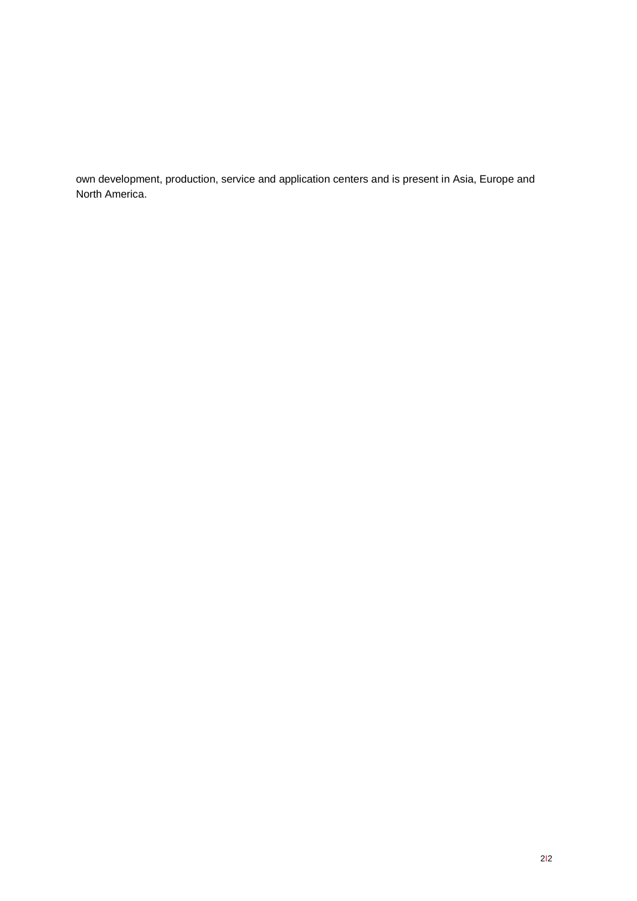own development, production, service and application centers and is present in Asia, Europe and North America.